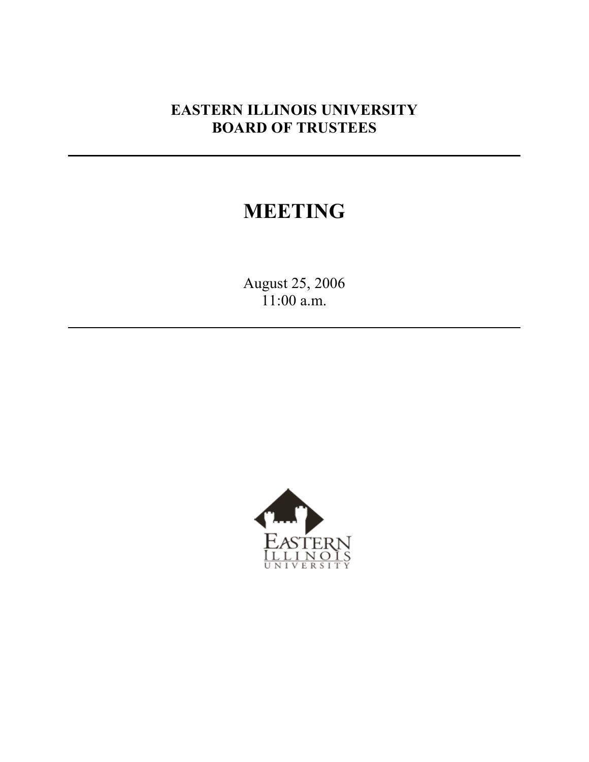**EASTERN ILLINOIS UNIVERSITY**
**BOARD OF TRUSTEES**

---

# MEETING

August 25, 2006
11:00 a.m.

---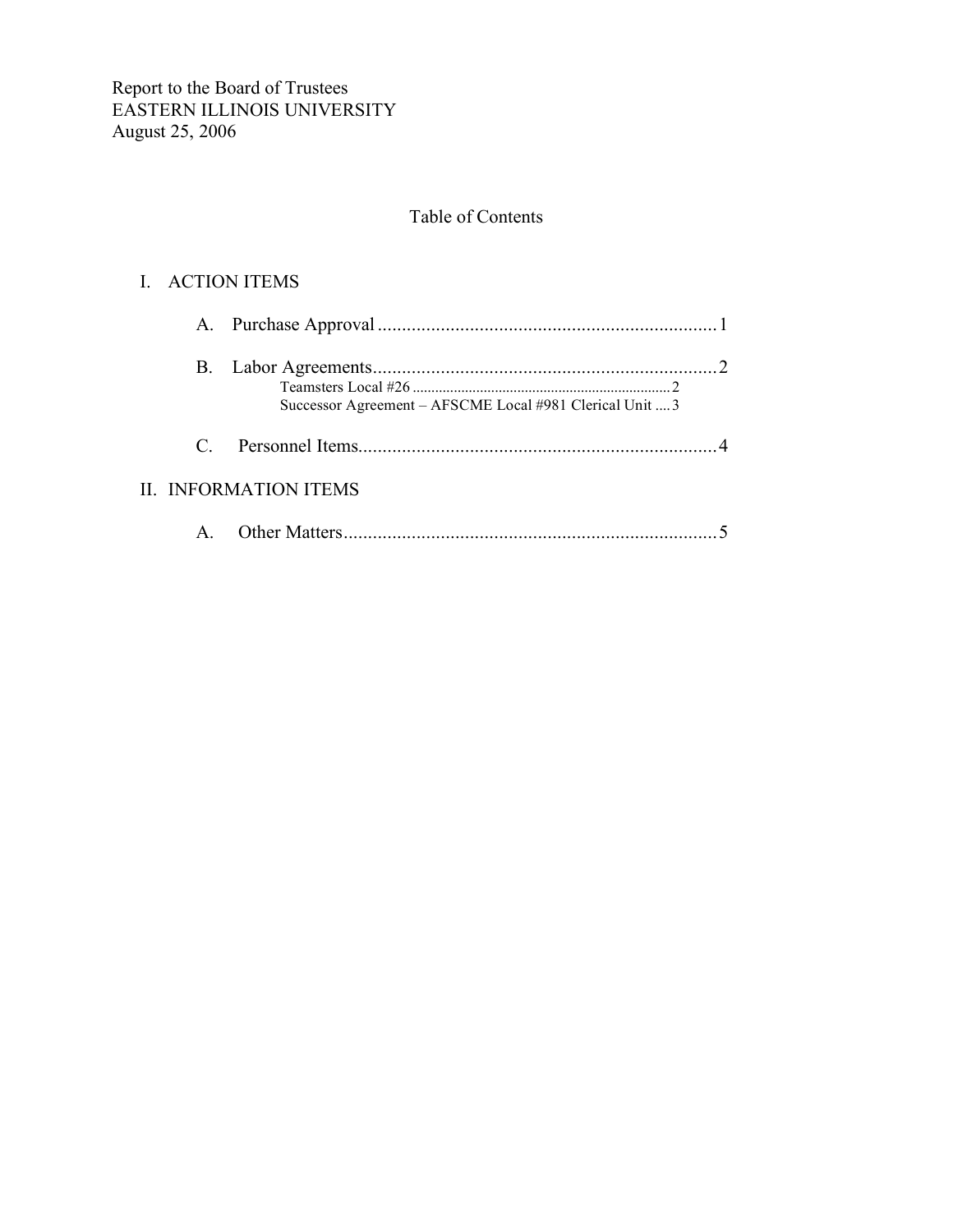Report to the Board of Trustees  
EASTERN ILLINOIS UNIVERSITY  
August 25, 2006

## Table of Contents

I. ACTION ITEMS

- A. Purchase Approval ........................................................................ 1
- B. Labor Agreements ........................................................................ 2
  - Teamsters Local #26 ........................................................................ 2
  - Successor Agreement – AFSCME Local #981 Clerical Unit .... 3
- C. Personnel Items ........................................................................ 4

II. INFORMATION ITEMS

- A. Other Matters ........................................................................ 5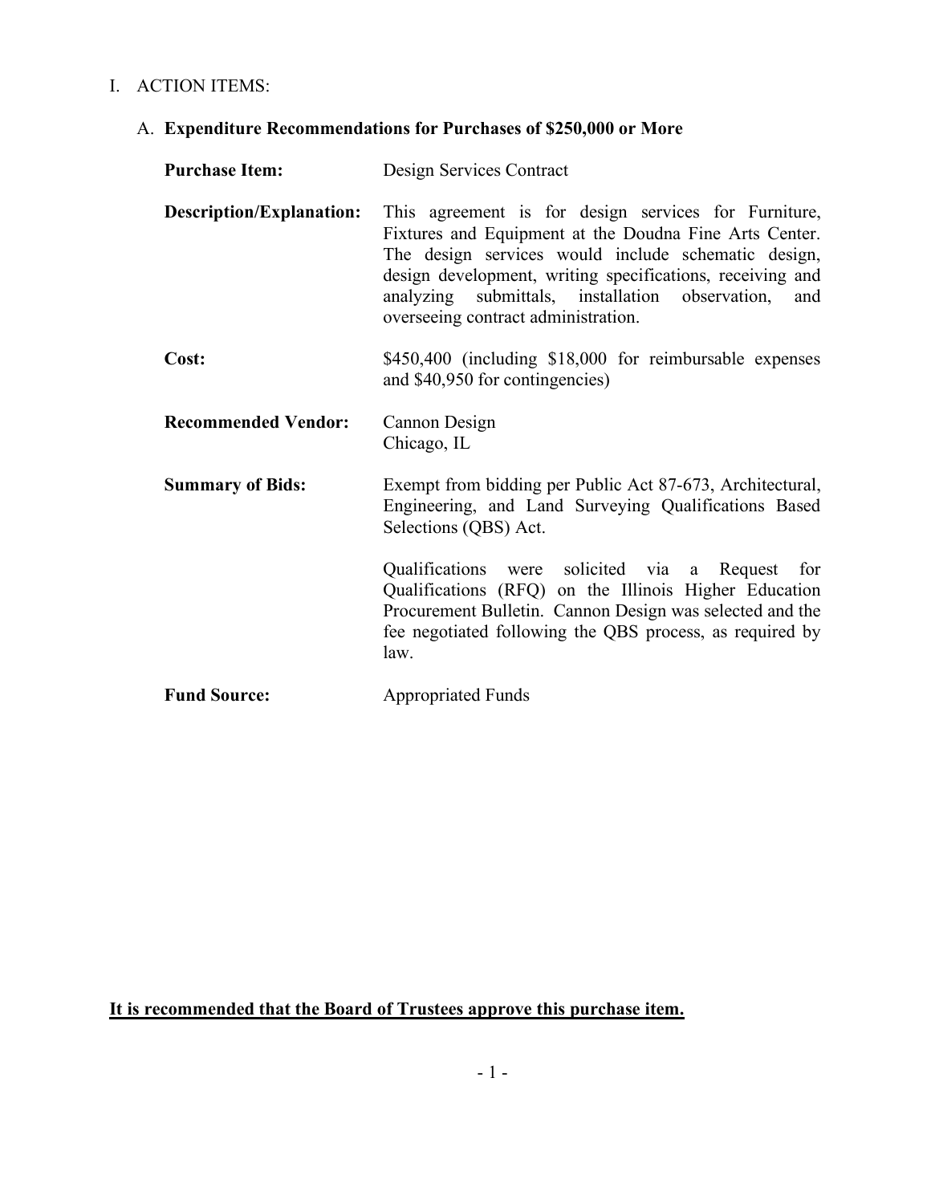# I. ACTION ITEMS:

## A. Expenditure Recommendations for Purchases of $250,000 or More

**Purchase Item:** Design Services Contract

**Description/Explanation:** This agreement is for design services for Furniture, Fixtures and Equipment at the Doudna Fine Arts Center. The design services would include schematic design, design development, writing specifications, receiving and analyzing submittals, installation observation, and overseeing contract administration.

**Cost:** $450,400 (including $18,000 for reimbursable expenses and $40,950 for contingencies)

**Recommended Vendor:** Cannon Design
Chicago, IL

**Summary of Bids:** Exempt from bidding per Public Act 87-673, Architectural, Engineering, and Land Surveying Qualifications Based Selections (QBS) Act.

Qualifications were solicited via a Request for Qualifications (RFQ) on the Illinois Higher Education Procurement Bulletin. Cannon Design was selected and the fee negotiated following the QBS process, as required by law.

**Fund Source:** Appropriated Funds

**It is recommended that the Board of Trustees approve this purchase item.**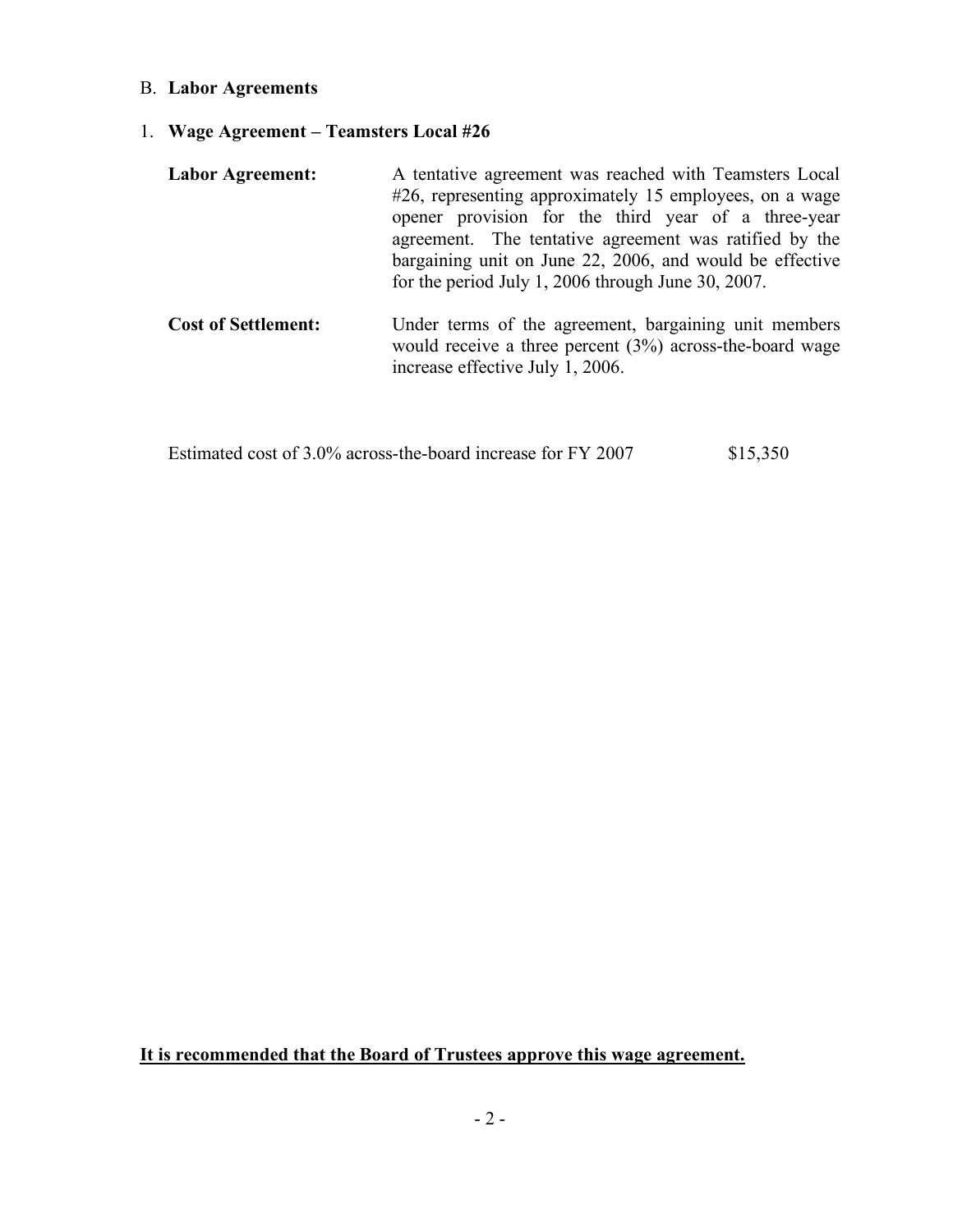## B. **Labor Agreements**

### 1. **Wage Agreement – Teamsters Local #26**

**Labor Agreement:** A tentative agreement was reached with Teamsters Local #26, representing approximately 15 employees, on a wage opener provision for the third year of a three-year agreement. The tentative agreement was ratified by the bargaining unit on June 22, 2006, and would be effective for the period July 1, 2006 through June 30, 2007.

**Cost of Settlement:** Under terms of the agreement, bargaining unit members would receive a three percent (3%) across-the-board wage increase effective July 1, 2006.

| | |
|---|---|
| Estimated cost of 3.0% across-the-board increase for FY 2007 | $15,350 |

**<u>It is recommended that the Board of Trustees approve this wage agreement.</u>**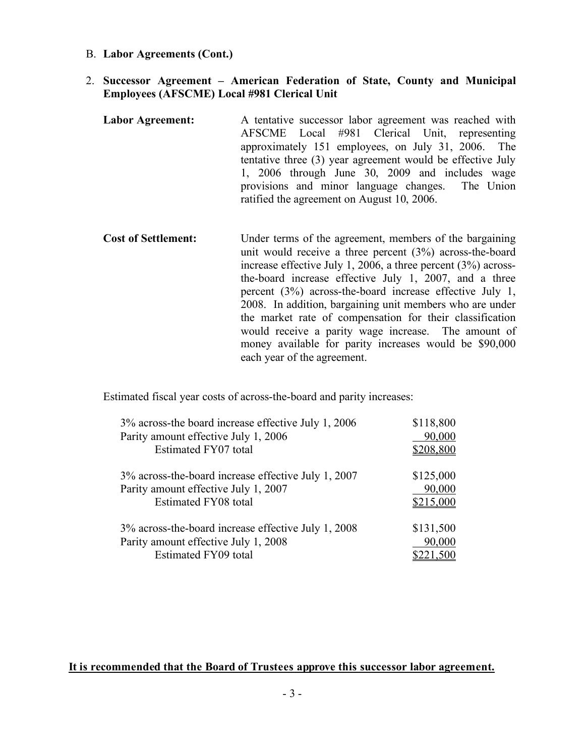B. **Labor Agreements (Cont.)**

2. **Successor Agreement – American Federation of State, County and Municipal Employees (AFSCME) Local #981 Clerical Unit**

**Labor Agreement:** A tentative successor labor agreement was reached with AFSCME Local #981 Clerical Unit, representing approximately 151 employees, on July 31, 2006. The tentative three (3) year agreement would be effective July 1, 2006 through June 30, 2009 and includes wage provisions and minor language changes. The Union ratified the agreement on August 10, 2006.

**Cost of Settlement:** Under terms of the agreement, members of the bargaining unit would receive a three percent (3%) across-the-board increase effective July 1, 2006, a three percent (3%) across-the-board increase effective July 1, 2007, and a three percent (3%) across-the-board increase effective July 1, 2008. In addition, bargaining unit members who are under the market rate of compensation for their classification would receive a parity wage increase. The amount of money available for parity increases would be $90,000 each year of the agreement.

Estimated fiscal year costs of across-the-board and parity increases:

| | |
|---|---|
| 3% across-the board increase effective July 1, 2006 | $118,800 |
| Parity amount effective July 1, 2006 | 90,000 |
| Estimated FY07 total | $208,800 |
| | |
| 3% across-the-board increase effective July 1, 2007 | $125,000 |
| Parity amount effective July 1, 2007 | 90,000 |
| Estimated FY08 total | $215,000 |
| | |
| 3% across-the-board increase effective July 1, 2008 | $131,500 |
| Parity amount effective July 1, 2008 | 90,000 |
| Estimated FY09 total | $221,500 |

**It is recommended that the Board of Trustees approve this successor labor agreement.**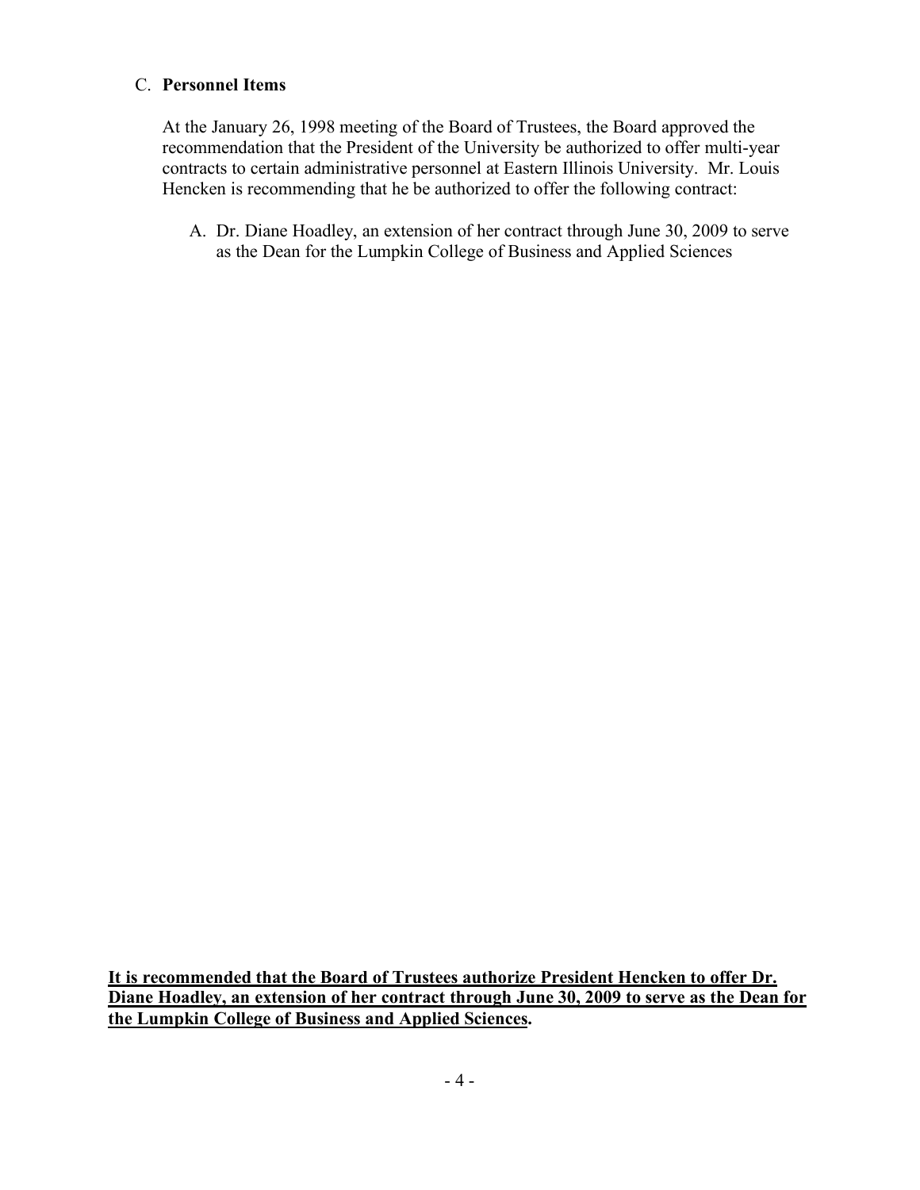C. **Personnel Items**

At the January 26, 1998 meeting of the Board of Trustees, the Board approved the recommendation that the President of the University be authorized to offer multi-year contracts to certain administrative personnel at Eastern Illinois University. Mr. Louis Hencken is recommending that he be authorized to offer the following contract:

A. Dr. Diane Hoadley, an extension of her contract through June 30, 2009 to serve as the Dean for the Lumpkin College of Business and Applied Sciences

**It is recommended that the Board of Trustees authorize President Hencken to offer Dr. Diane Hoadley, an extension of her contract through June 30, 2009 to serve as the Dean for the Lumpkin College of Business and Applied Sciences.**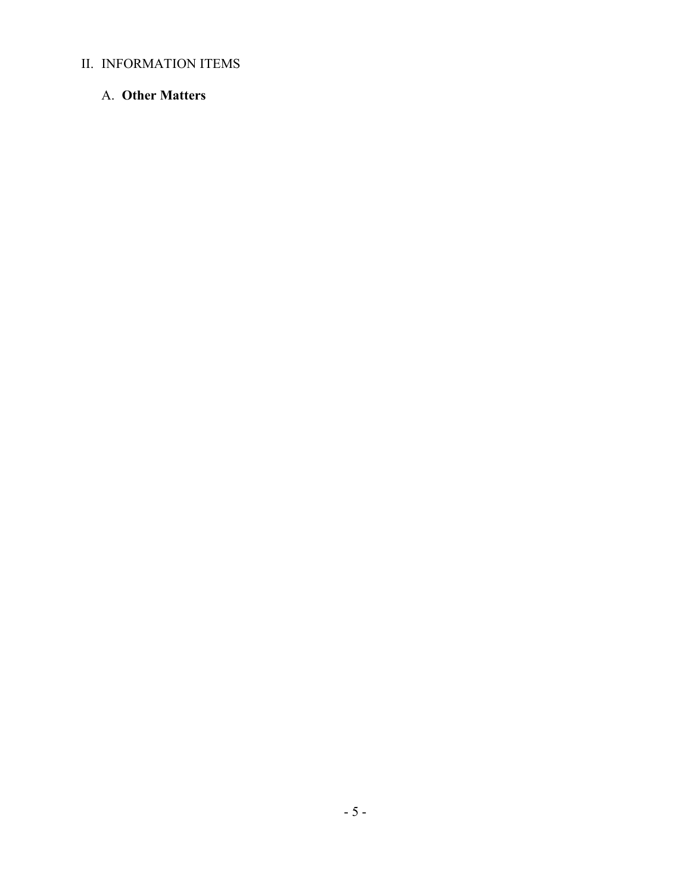II. INFORMATION ITEMS

A. **Other Matters**